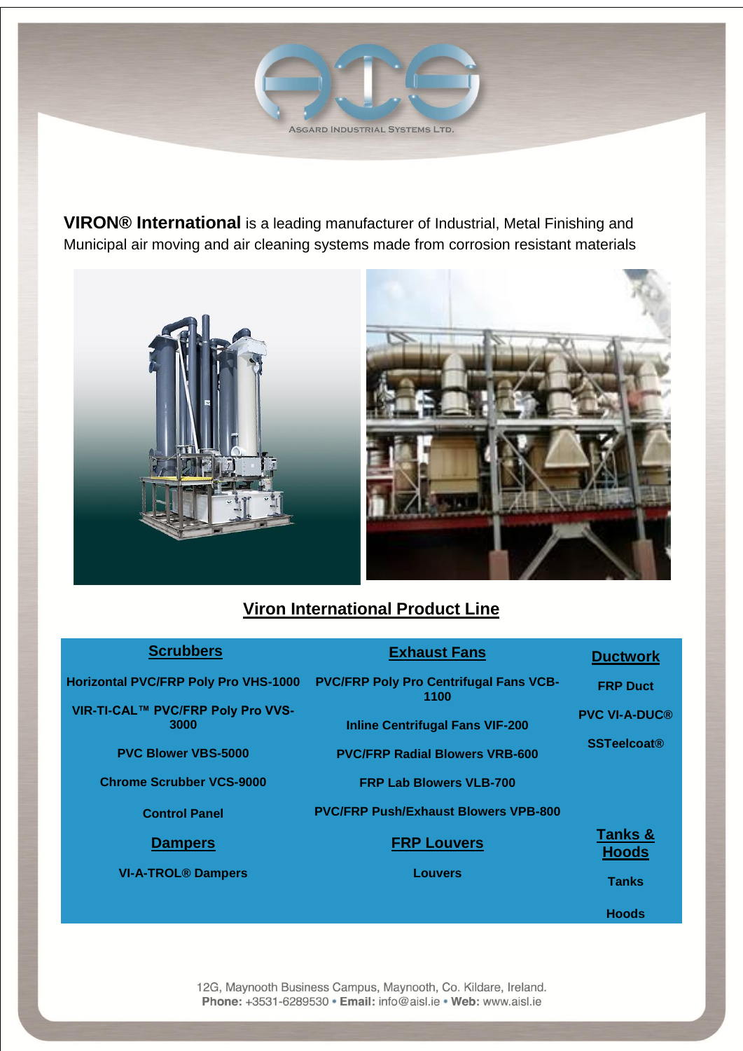ASGARD INDUSTRIAL SYSTEMS LTD.

**VIRON® International** is a leading manufacturer of Industrial, Metal Finishing and Municipal air moving and air cleaning systems made from corrosion resistant materials

## Viron International Product Line

| **Scrubbers** | **Exhaust Fans** | **Ductwork** |
|---|---|---|
| Horizontal PVC/FRP Poly Pro VHS-1000 | PVC/FRP Poly Pro Centrifugal Fans VCB-1100 | FRP Duct |
| VIR-TI-CAL™ PVC/FRP Poly Pro VVS-3000 | Inline Centrifugal Fans VIF-200 | PVC VI-A-DUC® |
| PVC Blower VBS-5000 | PVC/FRP Radial Blowers VRB-600 | SSTeelcoat® |
| Chrome Scrubber VCS-9000 | FRP Lab Blowers VLB-700 | |
| Control Panel | PVC/FRP Push/Exhaust Blowers VPB-800 | |
| **Dampers** | **FRP Louvers** | **Tanks & Hoods** |
| VI-A-TROL® Dampers | Louvers | Tanks |
| | | Hoods |

12G, Maynooth Business Campus, Maynooth, Co. Kildare, Ireland.
**Phone:** +3531-6289530 • **Email:** info@aisl.ie • **Web:** www.aisl.ie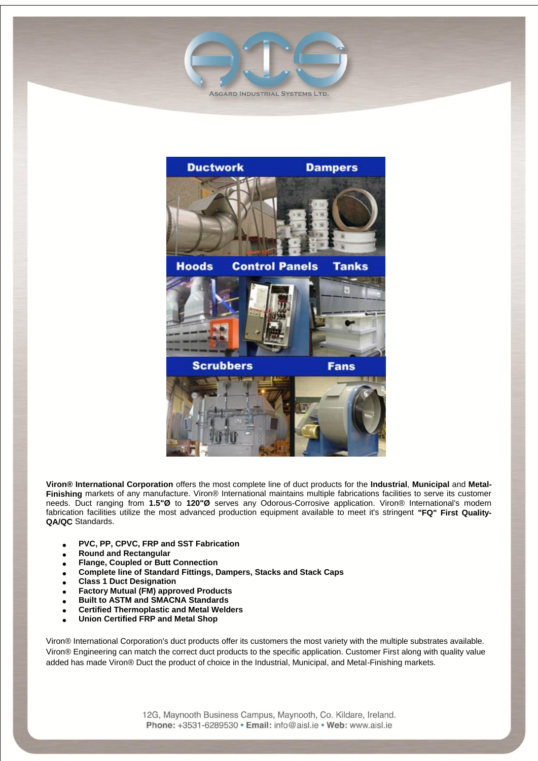**Viron® International Corporation** offers the most complete line of duct products for the **Industrial**, **Municipal** and **Metal-Finishing** markets of any manufacture. Viron® International maintains multiple fabrications facilities to serve its customer needs. Duct ranging from **1.5"Ø** to **120"Ø** serves any Odorous-Corrosive application. Viron® International's modern fabrication facilities utilize the most advanced production equipment available to meet it's stringent **"FQ" First Quality-QA/QC** Standards.

- **PVC, PP, CPVC, FRP and SST Fabrication**
- **Round and Rectangular**
- **Flange, Coupled or Butt Connection**
- **Complete line of Standard Fittings, Dampers, Stacks and Stack Caps**
- **Class 1 Duct Designation**
- **Factory Mutual (FM) approved Products**
- **Built to ASTM and SMACNA Standards**
- **Certified Thermoplastic and Metal Welders**
- **Union Certified FRP and Metal Shop**

Viron® International Corporation's duct products offer its customers the most variety with the multiple substrates available. Viron® Engineering can match the correct duct products to the specific application. Customer First along with quality value added has made Viron® Duct the product of choice in the Industrial, Municipal, and Metal-Finishing markets.

12G, Maynooth Business Campus, Maynooth, Co. Kildare, Ireland.
**Phone:** +3531-6289530 • **Email:** info@aisl.ie • **Web:** www.aisl.ie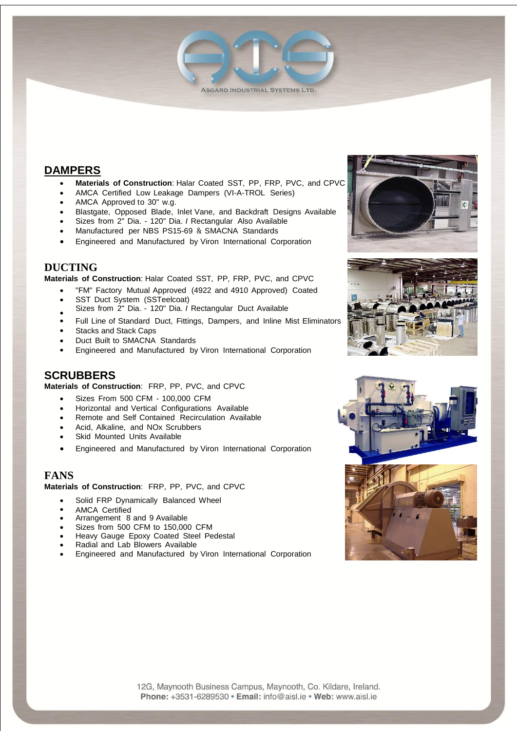ASGARD INDUSTRIAL SYSTEMS LTD.

## DAMPERS

- **Materials of Construction**: Halar Coated SST, PP, FRP, PVC, and CPVC
- AMCA Certified Low Leakage Dampers (VI-A-TROL Series)
- AMCA Approved to 30" w.g.
- Blastgate, Opposed Blade, Inlet Vane, and Backdraft Designs Available
- Sizes from 2" Dia. - 120" Dia. / Rectangular Also Available
- Manufactured per NBS PS15-69 & SMACNA Standards
- Engineered and Manufactured by Viron International Corporation

## DUCTING

**Materials of Construction**: Halar Coated SST, PP, FRP, PVC, and CPVC

- "FM" Factory Mutual Approved (4922 and 4910 Approved) Coated
- SST Duct System (SSTeelcoat)
- Sizes from 2" Dia. - 120" Dia. / Rectangular Duct Available
- Full Line of Standard Duct, Fittings, Dampers, and Inline Mist Eliminators
- Stacks and Stack Caps
- Duct Built to SMACNA Standards
- Engineered and Manufactured by Viron International Corporation

## SCRUBBERS

**Materials of Construction**: FRP, PP, PVC, and CPVC

- Sizes From 500 CFM - 100,000 CFM
- Horizontal and Vertical Configurations Available
- Remote and Self Contained Recirculation Available
- Acid, Alkaline, and NOx Scrubbers
- Skid Mounted Units Available
- Engineered and Manufactured by Viron International Corporation

## FANS

**Materials of Construction**: FRP, PP, PVC, and CPVC

- Solid FRP Dynamically Balanced Wheel
- AMCA Certified
- Arrangement 8 and 9 Available
- Sizes from 500 CFM to 150,000 CFM
- Heavy Gauge Epoxy Coated Steel Pedestal
- Radial and Lab Blowers Available
- Engineered and Manufactured by Viron International Corporation

12G, Maynooth Business Campus, Maynooth, Co. Kildare, Ireland.
**Phone:** +3531-6289530 • **Email:** info@aisl.ie • **Web:** www.aisl.ie